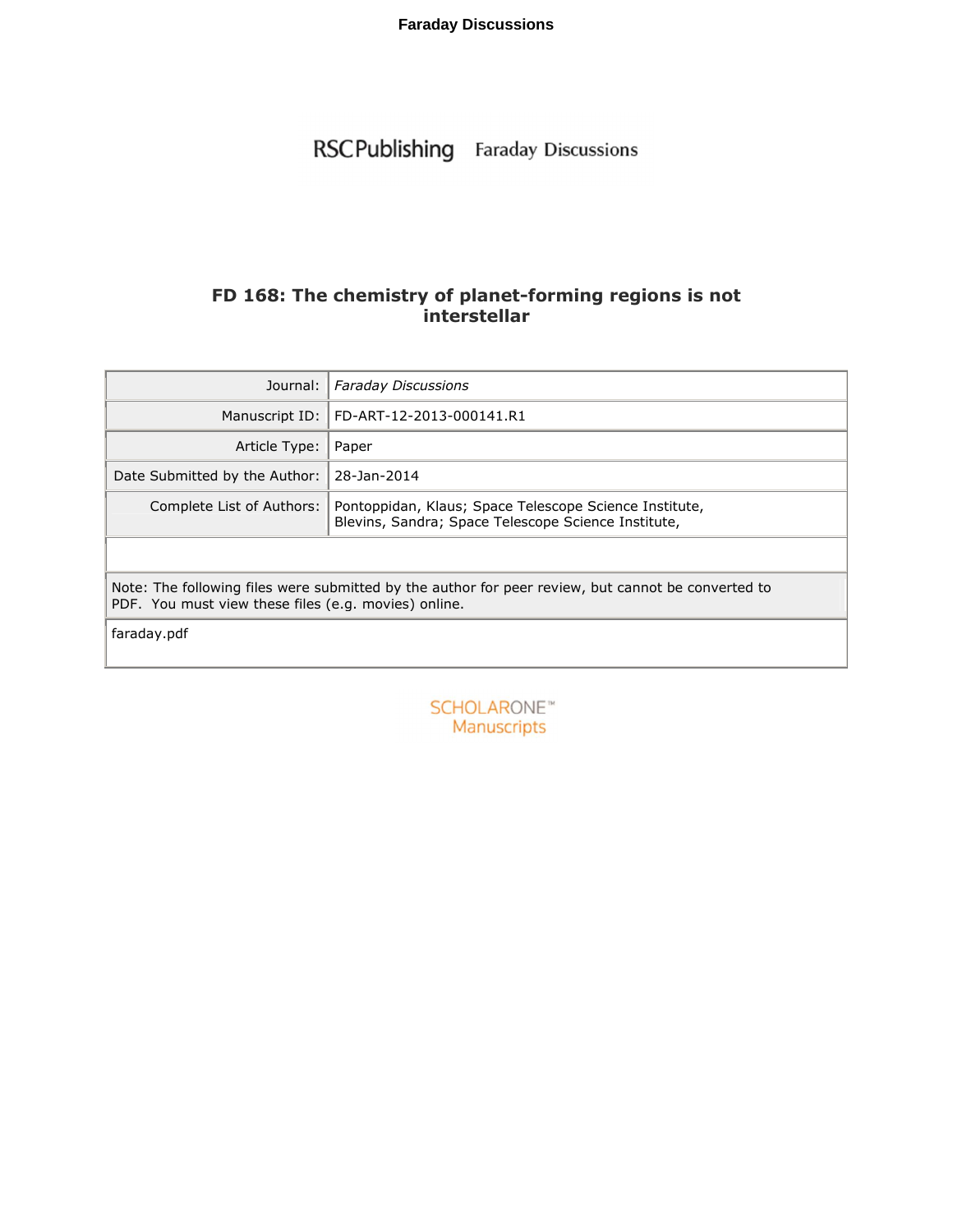RSCPublishing Faraday Discussions

# FD 168: The chemistry of planet-forming regions is not interstellar

| | |
|---|---|
| Journal: | *Faraday Discussions* |
| Manuscript ID: | FD-ART-12-2013-000141.R1 |
| Article Type: | Paper |
| Date Submitted by the Author: | 28-Jan-2014 |
| Complete List of Authors: | Pontoppidan, Klaus; Space Telescope Science Institute,<br>Blevins, Sandra; Space Telescope Science Institute, |

Note: The following files were submitted by the author for peer review, but cannot be converted to PDF. You must view these files (e.g. movies) online.

faraday.pdf

SCHOLARONE™ Manuscripts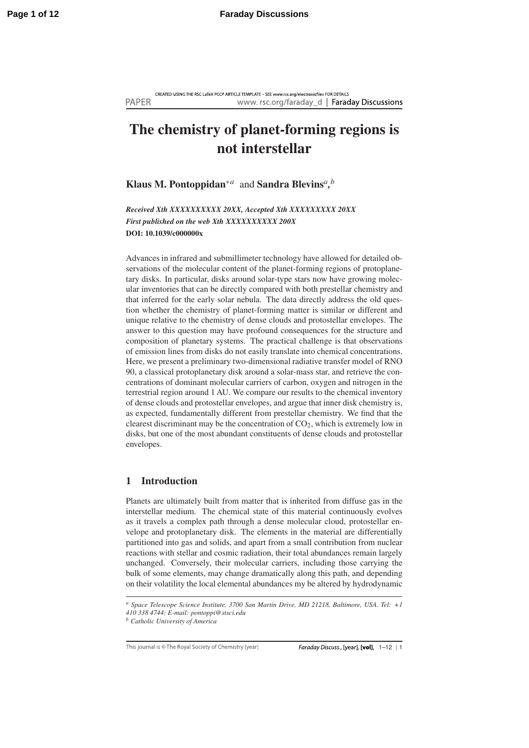# The chemistry of planet-forming regions is not interstellar

**Klaus M. Pontoppidan**[*a] and **Sandra Blevins**[a,b]

***Received Xth XXXXXXXXXX 20XX, Accepted Xth XXXXXXXXX 20XX***
***First published on the web Xth XXXXXXXXXX 200X***
**DOI: 10.1039/c000000x**

Advances in infrared and submillimeter technology have allowed for detailed observations of the molecular content of the planet-forming regions of protoplanetary disks. In particular, disks around solar-type stars now have growing molecular inventories that can be directly compared with both prestellar chemistry and that inferred for the early solar nebula. The data directly address the old question whether the chemistry of planet-forming matter is similar or different and unique relative to the chemistry of dense clouds and protostellar envelopes. The answer to this question may have profound consequences for the structure and composition of planetary systems. The practical challenge is that observations of emission lines from disks do not easily translate into chemical concentrations. Here, we present a preliminary two-dimensional radiative transfer model of RNO 90, a classical protoplanetary disk around a solar-mass star, and retrieve the concentrations of dominant molecular carriers of carbon, oxygen and nitrogen in the terrestrial region around 1 AU. We compare our results to the chemical inventory of dense clouds and protostellar envelopes, and argue that inner disk chemistry is, as expected, fundamentally different from prestellar chemistry. We find that the clearest discriminant may be the concentration of $CO_2$, which is extremely low in disks, but one of the most abundant constituents of dense clouds and protostellar envelopes.

## 1 Introduction

Planets are ultimately built from matter that is inherited from diffuse gas in the interstellar medium. The chemical state of this material continuously evolves as it travels a complex path through a dense molecular cloud, protostellar envelope and protoplanetary disk. The elements in the material are differentially partitioned into gas and solids, and apart from a small contribution from nuclear reactions with stellar and cosmic radiation, their total abundances remain largely unchanged. Conversely, their molecular carriers, including those carrying the bulk of some elements, may change dramatically along this path, and depending on their volatility the local elemental abundances my be altered by hydrodynamic

---

[a] *Space Telescope Science Institute, 3700 San Martin Drive, MD 21218, Baltimore, USA. Tel: +1 410 338 4744; E-mail: pontoppi@stsci.edu*

[b] *Catholic University of America*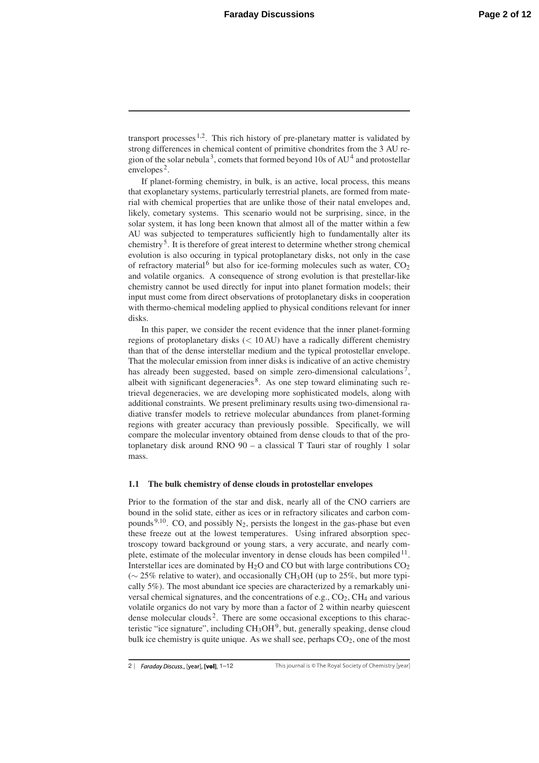transport processes[1,2]. This rich history of pre-planetary matter is validated by strong differences in chemical content of primitive chondrites from the 3 AU region of the solar nebula[3], comets that formed beyond 10s of AU[4] and protostellar envelopes[2].

If planet-forming chemistry, in bulk, is an active, local process, this means that exoplanetary systems, particularly terrestrial planets, are formed from material with chemical properties that are unlike those of their natal envelopes and, likely, cometary systems. This scenario would not be surprising, since, in the solar system, it has long been known that almost all of the matter within a few AU was subjected to temperatures sufficiently high to fundamentally alter its chemistry[5]. It is therefore of great interest to determine whether strong chemical evolution is also occuring in typical protoplanetary disks, not only in the case of refractory material[6] but also for ice-forming molecules such as water, $CO_2$ and volatile organics. A consequence of strong evolution is that prestellar-like chemistry cannot be used directly for input into planet formation models; their input must come from direct observations of protoplanetary disks in cooperation with thermo-chemical modeling applied to physical conditions relevant for inner disks.

In this paper, we consider the recent evidence that the inner planet-forming regions of protoplanetary disks ($< 10$ AU) have a radically different chemistry than that of the dense interstellar medium and the typical protostellar envelope. That the molecular emission from inner disks is indicative of an active chemistry has already been suggested, based on simple zero-dimensional calculations[7], albeit with significant degeneracies[8]. As one step toward eliminating such retrieval degeneracies, we are developing more sophisticated models, along with additional constraints. We present preliminary results using two-dimensional radiative transfer models to retrieve molecular abundances from planet-forming regions with greater accuracy than previously possible. Specifically, we will compare the molecular inventory obtained from dense clouds to that of the protoplanetary disk around RNO 90 – a classical T Tauri star of roughly 1 solar mass.

### 1.1 The bulk chemistry of dense clouds in protostellar envelopes

Prior to the formation of the star and disk, nearly all of the CNO carriers are bound in the solid state, either as ices or in refractory silicates and carbon compounds[9,10]. CO, and possibly $N_2$, persists the longest in the gas-phase but even these freeze out at the lowest temperatures. Using infrared absorption spectroscopy toward background or young stars, a very accurate, and nearly complete, estimate of the molecular inventory in dense clouds has been compiled[11]. Interstellar ices are dominated by $H_2O$ and CO but with large contributions $CO_2$ ($\sim 25\%$ relative to water), and occasionally $CH_3OH$ (up to 25%, but more typically 5%). The most abundant ice species are characterized by a remarkably universal chemical signatures, and the concentrations of e.g., $CO_2$, $CH_4$ and various volatile organics do not vary by more than a factor of 2 within nearby quiescent dense molecular clouds[2]. There are some occasional exceptions to this characteristic "ice signature", including $CH_3OH$[9], but, generally speaking, dense cloud bulk ice chemistry is quite unique. As we shall see, perhaps $CO_2$, one of the most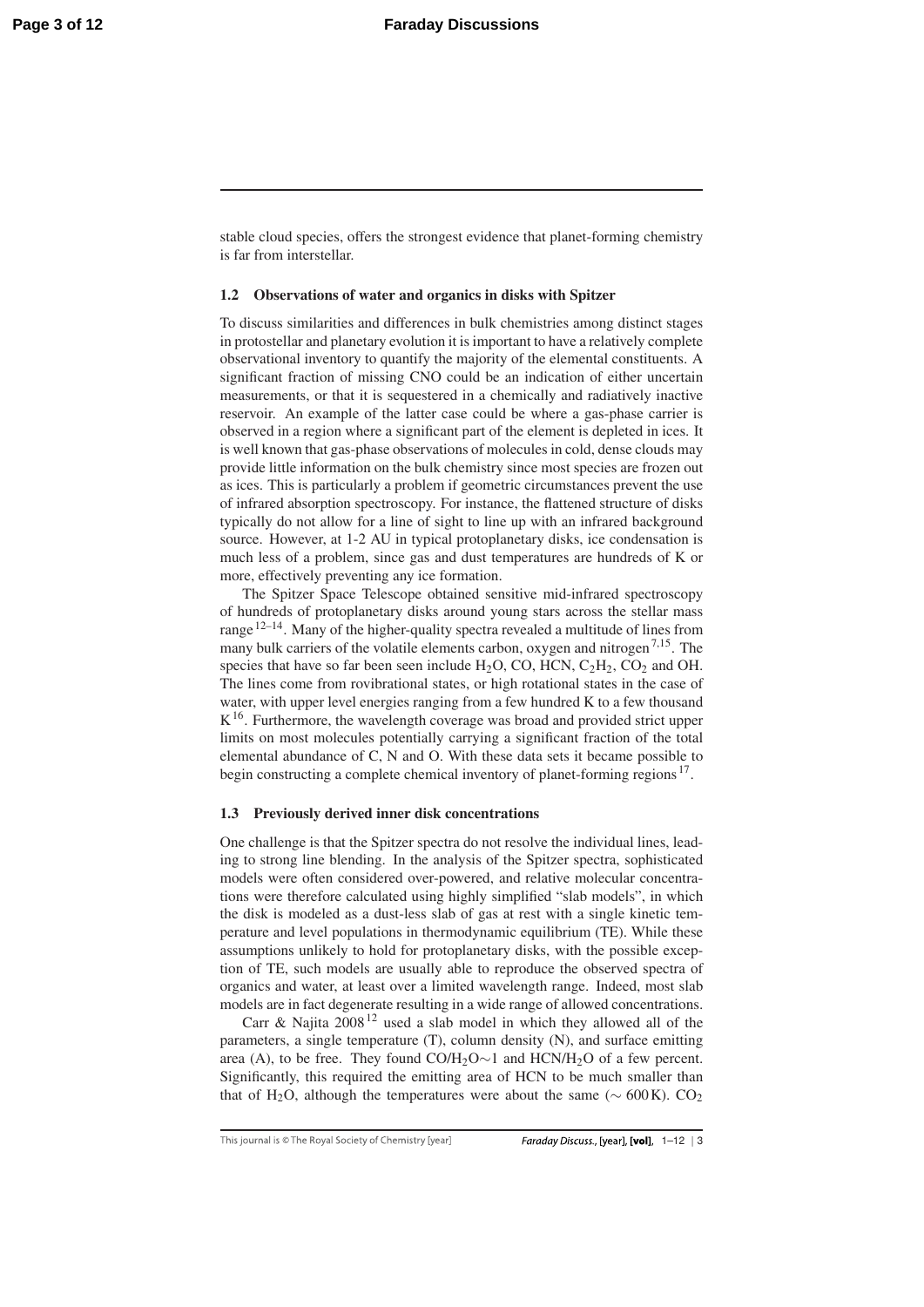stable cloud species, offers the strongest evidence that planet-forming chemistry is far from interstellar.

### 1.2 Observations of water and organics in disks with Spitzer

To discuss similarities and differences in bulk chemistries among distinct stages in protostellar and planetary evolution it is important to have a relatively complete observational inventory to quantify the majority of the elemental constituents. A significant fraction of missing CNO could be an indication of either uncertain measurements, or that it is sequestered in a chemically and radiatively inactive reservoir. An example of the latter case could be where a gas-phase carrier is observed in a region where a significant part of the element is depleted in ices. It is well known that gas-phase observations of molecules in cold, dense clouds may provide little information on the bulk chemistry since most species are frozen out as ices. This is particularly a problem if geometric circumstances prevent the use of infrared absorption spectroscopy. For instance, the flattened structure of disks typically do not allow for a line of sight to line up with an infrared background source. However, at 1-2 AU in typical protoplanetary disks, ice condensation is much less of a problem, since gas and dust temperatures are hundreds of K or more, effectively preventing any ice formation.

The Spitzer Space Telescope obtained sensitive mid-infrared spectroscopy of hundreds of protoplanetary disks around young stars across the stellar mass range[12–14]. Many of the higher-quality spectra revealed a multitude of lines from many bulk carriers of the volatile elements carbon, oxygen and nitrogen[7,15]. The species that have so far been seen include $H_2O$, CO, HCN, $C_2H_2$, $CO_2$ and OH. The lines come from rovibrational states, or high rotational states in the case of water, with upper level energies ranging from a few hundred K to a few thousand K[16]. Furthermore, the wavelength coverage was broad and provided strict upper limits on most molecules potentially carrying a significant fraction of the total elemental abundance of C, N and O. With these data sets it became possible to begin constructing a complete chemical inventory of planet-forming regions[17].

### 1.3 Previously derived inner disk concentrations

One challenge is that the Spitzer spectra do not resolve the individual lines, leading to strong line blending. In the analysis of the Spitzer spectra, sophisticated models were often considered over-powered, and relative molecular concentrations were therefore calculated using highly simplified "slab models", in which the disk is modeled as a dust-less slab of gas at rest with a single kinetic temperature and level populations in thermodynamic equilibrium (TE). While these assumptions unlikely to hold for protoplanetary disks, with the possible exception of TE, such models are usually able to reproduce the observed spectra of organics and water, at least over a limited wavelength range. Indeed, most slab models are in fact degenerate resulting in a wide range of allowed concentrations.

Carr & Najita 2008[12] used a slab model in which they allowed all of the parameters, a single temperature (T), column density (N), and surface emitting area (A), to be free. They found $CO/H_2O \sim 1$ and $HCN/H_2O$ of a few percent. Significantly, this required the emitting area of HCN to be much smaller than that of $H_2O$, although the temperatures were about the same ($\sim 600\,K$). $CO_2$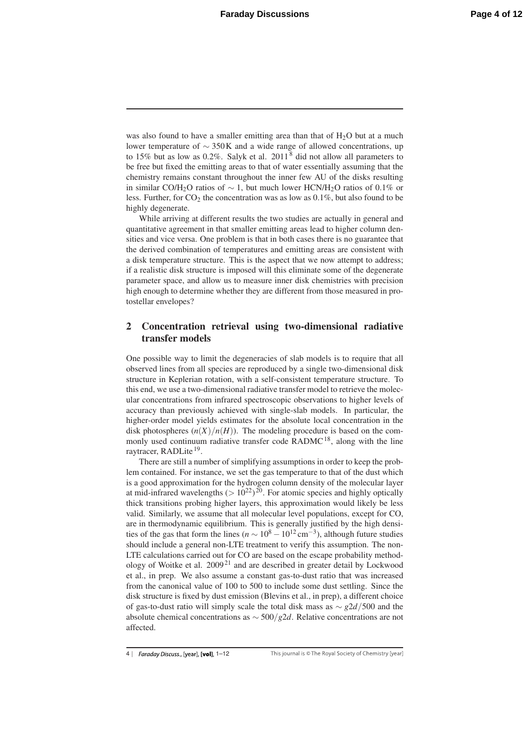was also found to have a smaller emitting area than that of $H_2O$ but at a much lower temperature of $\sim 350\,\mathrm{K}$ and a wide range of allowed concentrations, up to 15% but as low as 0.2%. Salyk et al. 2011[8] did not allow all parameters to be free but fixed the emitting areas to that of water essentially assuming that the chemistry remains constant throughout the inner few AU of the disks resulting in similar CO/$H_2O$ ratios of $\sim 1$, but much lower HCN/$H_2O$ ratios of 0.1% or less. Further, for $CO_2$ the concentration was as low as 0.1%, but also found to be highly degenerate.

While arriving at different results the two studies are actually in general and quantitative agreement in that smaller emitting areas lead to higher column densities and vice versa. One problem is that in both cases there is no guarantee that the derived combination of temperatures and emitting areas are consistent with a disk temperature structure. This is the aspect that we now attempt to address; if a realistic disk structure is imposed will this eliminate some of the degenerate parameter space, and allow us to measure inner disk chemistries with precision high enough to determine whether they are different from those measured in protostellar envelopes?

## 2 Concentration retrieval using two-dimensional radiative transfer models

One possible way to limit the degeneracies of slab models is to require that all observed lines from all species are reproduced by a single two-dimensional disk structure in Keplerian rotation, with a self-consistent temperature structure. To this end, we use a two-dimensional radiative transfer model to retrieve the molecular concentrations from infrared spectroscopic observations to higher levels of accuracy than previously achieved with single-slab models. In particular, the higher-order model yields estimates for the absolute local concentration in the disk photospheres ($n(X)/n(H)$). The modeling procedure is based on the commonly used continuum radiative transfer code RADMC[18], along with the line raytracer, RADLite[19].

There are still a number of simplifying assumptions in order to keep the problem contained. For instance, we set the gas temperature to that of the dust which is a good approximation for the hydrogen column density of the molecular layer at mid-infrared wavelengths ($> 10^{22}$)[20]. For atomic species and highly optically thick transitions probing higher layers, this approximation would likely be less valid. Similarly, we assume that all molecular level populations, except for CO, are in thermodynamic equilibrium. This is generally justified by the high densities of the gas that form the lines ($n \sim 10^8 - 10^{12}\,\mathrm{cm}^{-3}$), although future studies should include a general non-LTE treatment to verify this assumption. The non-LTE calculations carried out for CO are based on the escape probability methodology of Woitke et al. 2009[21] and are described in greater detail by Lockwood et al., in prep. We also assume a constant gas-to-dust ratio that was increased from the canonical value of 100 to 500 to include some dust settling. Since the disk structure is fixed by dust emission (Blevins et al., in prep), a different choice of gas-to-dust ratio will simply scale the total disk mass as $\sim g2d/500$ and the absolute chemical concentrations as $\sim 500/g2d$. Relative concentrations are not affected.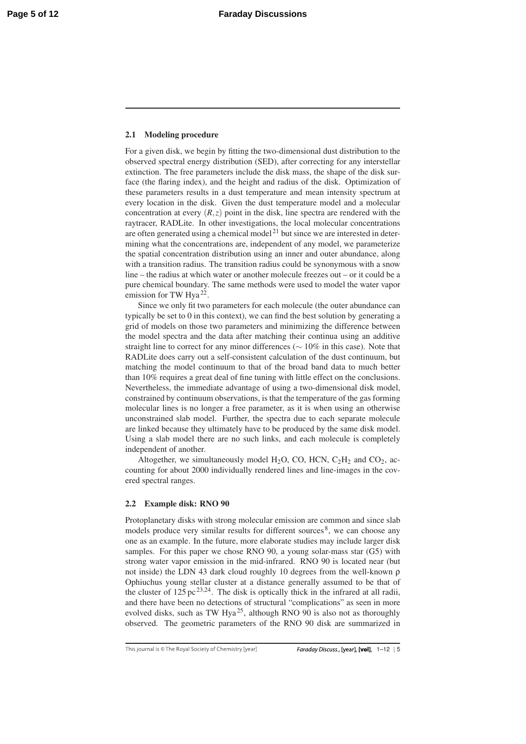### 2.1 Modeling procedure

For a given disk, we begin by fitting the two-dimensional dust distribution to the observed spectral energy distribution (SED), after correcting for any interstellar extinction. The free parameters include the disk mass, the shape of the disk surface (the flaring index), and the height and radius of the disk. Optimization of these parameters results in a dust temperature and mean intensity spectrum at every location in the disk. Given the dust temperature model and a molecular concentration at every $(R,z)$ point in the disk, line spectra are rendered with the raytracer, RADLite. In other investigations, the local molecular concentrations are often generated using a chemical model[21] but since we are interested in determining what the concentrations are, independent of any model, we parameterize the spatial concentration distribution using an inner and outer abundance, along with a transition radius. The transition radius could be synonymous with a snow line – the radius at which water or another molecule freezes out – or it could be a pure chemical boundary. The same methods were used to model the water vapor emission for TW Hya[22].

Since we only fit two parameters for each molecule (the outer abundance can typically be set to 0 in this context), we can find the best solution by generating a grid of models on those two parameters and minimizing the difference between the model spectra and the data after matching their continua using an additive straight line to correct for any minor differences ($\sim 10\%$ in this case). Note that RADLite does carry out a self-consistent calculation of the dust continuum, but matching the model continuum to that of the broad band data to much better than 10% requires a great deal of fine tuning with little effect on the conclusions. Nevertheless, the immediate advantage of using a two-dimensional disk model, constrained by continuum observations, is that the temperature of the gas forming molecular lines is no longer a free parameter, as it is when using an otherwise unconstrained slab model. Further, the spectra due to each separate molecule are linked because they ultimately have to be produced by the same disk model. Using a slab model there are no such links, and each molecule is completely independent of another.

Altogether, we simultaneously model $H_2O$, CO, HCN, $C_2H_2$ and $CO_2$, accounting for about 2000 individually rendered lines and line-images in the covered spectral ranges.

### 2.2 Example disk: RNO 90

Protoplanetary disks with strong molecular emission are common and since slab models produce very similar results for different sources[8], we can choose any one as an example. In the future, more elaborate studies may include larger disk samples. For this paper we chose RNO 90, a young solar-mass star (G5) with strong water vapor emission in the mid-infrared. RNO 90 is located near (but not inside) the LDN 43 dark cloud roughly 10 degrees from the well-known ρ Ophiuchus young stellar cluster at a distance generally assumed to be that of the cluster of 125 pc[23,24]. The disk is optically thick in the infrared at all radii, and there have been no detections of structural "complications" as seen in more evolved disks, such as TW Hya[25], although RNO 90 is also not as thoroughly observed. The geometric parameters of the RNO 90 disk are summarized in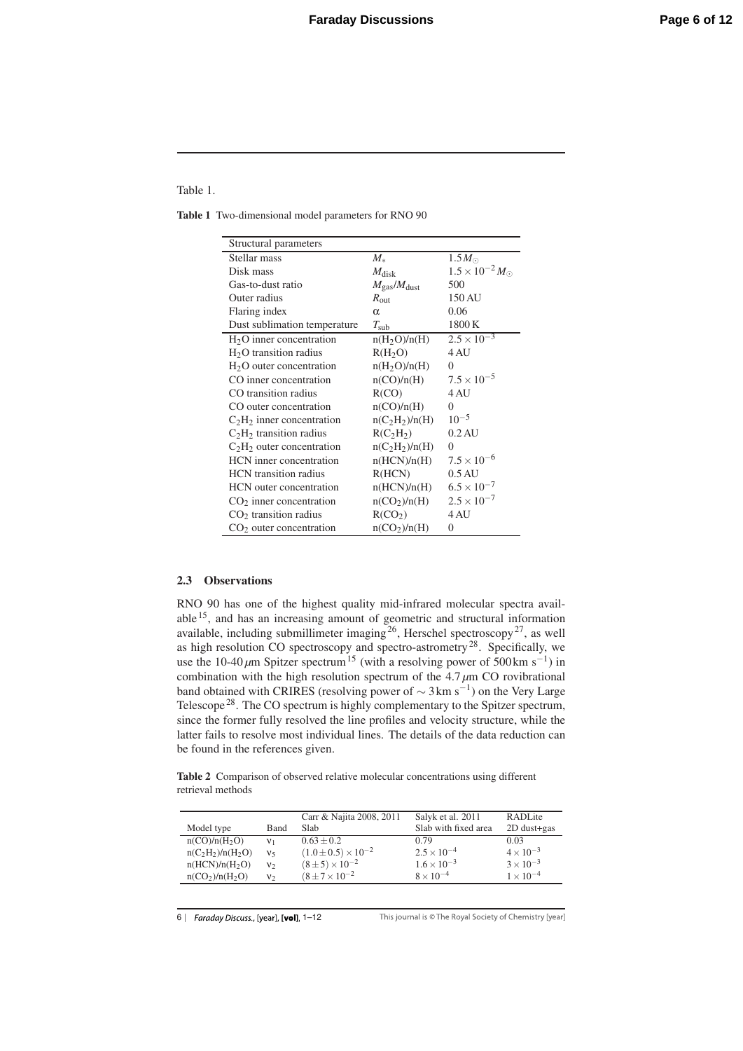Table 1.

**Table 1** Two-dimensional model parameters for RNO 90

| Structural parameters | | |
|---|---|---|
| Stellar mass | $M_*$ | $1.5 M_\odot$ |
| Disk mass | $M_{\rm disk}$ | $1.5 \times 10^{-2} M_\odot$ |
| Gas-to-dust ratio | $M_{\rm gas}/M_{\rm dust}$ | 500 |
| Outer radius | $R_{\rm out}$ | 150 AU |
| Flaring index | $\alpha$ | 0.06 |
| Dust sublimation temperature | $T_{\rm sub}$ | 1800 K |
| $H_2O$ inner concentration | n($H_2O$)/n(H) | $2.5 \times 10^{-3}$ |
| $H_2O$ transition radius | R($H_2O$) | 4 AU |
| $H_2O$ outer concentration | n($H_2O$)/n(H) | 0 |
| CO inner concentration | n(CO)/n(H) | $7.5 \times 10^{-5}$ |
| CO transition radius | R(CO) | 4 AU |
| CO outer concentration | n(CO)/n(H) | 0 |
| $C_2H_2$ inner concentration | n($C_2H_2$)/n(H) | $10^{-5}$ |
| $C_2H_2$ transition radius | R($C_2H_2$) | 0.2 AU |
| $C_2H_2$ outer concentration | n($C_2H_2$)/n(H) | 0 |
| HCN inner concentration | n(HCN)/n(H) | $7.5 \times 10^{-6}$ |
| HCN transition radius | R(HCN) | 0.5 AU |
| HCN outer concentration | n(HCN)/n(H) | $6.5 \times 10^{-7}$ |
| $CO_2$ inner concentration | n($CO_2$)/n(H) | $2.5 \times 10^{-7}$ |
| $CO_2$ transition radius | R($CO_2$) | 4 AU |
| $CO_2$ outer concentration | n($CO_2$)/n(H) | 0 |

### 2.3 Observations

RNO 90 has one of the highest quality mid-infrared molecular spectra available[15], and has an increasing amount of geometric and structural information available, including submillimeter imaging[26], Herschel spectroscopy[27], as well as high resolution CO spectroscopy and spectro-astrometry[28]. Specifically, we use the 10-40 $\mu$m Spitzer spectrum[15] (with a resolving power of 500 km s$^{-1}$) in combination with the high resolution spectrum of the 4.7 $\mu$m CO rovibrational band obtained with CRIRES (resolving power of $\sim 3$ km s$^{-1}$) on the Very Large Telescope[28]. The CO spectrum is highly complementary to the Spitzer spectrum, since the former fully resolved the line profiles and velocity structure, while the latter fails to resolve most individual lines. The details of the data reduction can be found in the references given.

**Table 2** Comparison of observed relative molecular concentrations using different retrieval methods

| Model type | Band | Carr & Najita 2008, 2011 Slab | Salyk et al. 2011 Slab with fixed area | RADLite 2D dust+gas |
|---|---|---|---|---|
| n(CO)/n($H_2O$) | $\nu_1$ | $0.63 \pm 0.2$ | 0.79 | 0.03 |
| n($C_2H_2$)/n($H_2O$) | $\nu_5$ | $(1.0 \pm 0.5) \times 10^{-2}$ | $2.5 \times 10^{-4}$ | $4 \times 10^{-3}$ |
| n(HCN)/n($H_2O$) | $\nu_2$ | $(8 \pm 5) \times 10^{-2}$ | $1.6 \times 10^{-3}$ | $3 \times 10^{-3}$ |
| n($CO_2$)/n($H_2O$) | $\nu_2$ | $(8 \pm 7 \times 10^{-2}$ | $8 \times 10^{-4}$ | $1 \times 10^{-4}$ |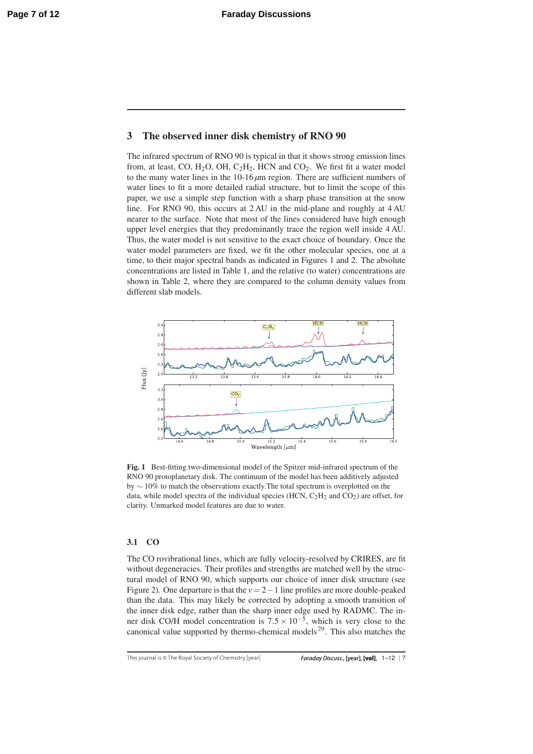## 3 The observed inner disk chemistry of RNO 90

The infrared spectrum of RNO 90 is typical in that it shows strong emission lines from, at least, CO, $H_2O$, OH, $C_2H_2$, HCN and $CO_2$. We first fit a water model to the many water lines in the 10-16 $\mu$m region. There are sufficient numbers of water lines to fit a more detailed radial structure, but to limit the scope of this paper, we use a simple step function with a sharp phase transition at the snow line. For RNO 90, this occurs at 2 AU in the mid-plane and roughly at 4 AU nearer to the surface. Note that most of the lines considered have high enough upper level energies that they predominantly trace the region well inside 4 AU. Thus, the water model is not sensitive to the exact choice of boundary. Once the water model parameters are fixed, we fit the other molecular species, one at a time, to their major spectral bands as indicated in Figures 1 and 2. The absolute concentrations are listed in Table 1, and the relative (to water) concentrations are shown in Table 2, where they are compared to the column density values from different slab models.

**Fig. 1** Best-fitting two-dimensional model of the Spitzer mid-infrared spectrum of the RNO 90 protoplanetary disk. The continuum of the model has been additively adjusted by $\sim$ 10% to match the observations exactly.The total spectrum is overplotted on the data, while model spectra of the individual species (HCN, $C_2H_2$ and $CO_2$) are offset, for clarity. Unmarked model features are due to water.

### 3.1 CO

The CO rovibrational lines, which are fully velocity-resolved by CRIRES, are fit without degeneracies. Their profiles and strengths are matched well by the structural model of RNO 90, which supports our choice of inner disk structure (see Figure 2). One departure is that the $v = 2-1$ line profiles are more double-peaked than the data. This may likely be corrected by adopting a smooth transition of the inner disk edge, rather than the sharp inner edge used by RADMC. The inner disk CO/H model concentration is $7.5 \times 10^{-5}$, which is very close to the canonical value supported by thermo-chemical models[29]. This also matches the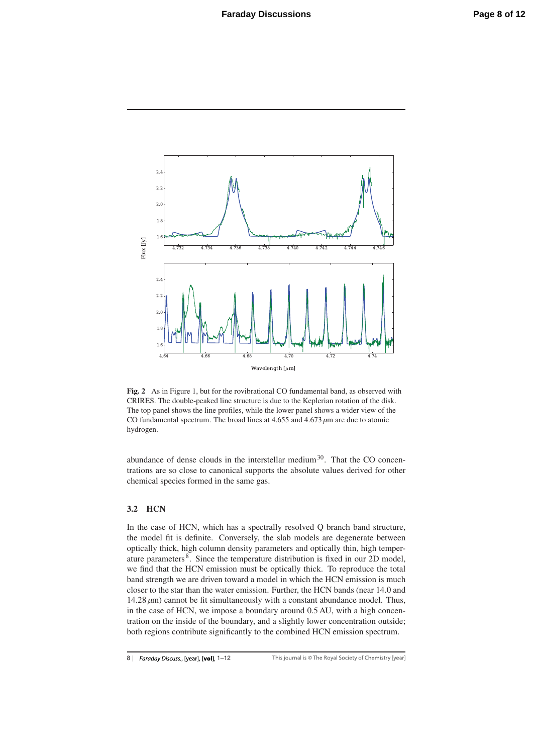**Fig. 2** As in Figure 1, but for the rovibrational CO fundamental band, as observed with CRIRES. The double-peaked line structure is due to the Keplerian rotation of the disk. The top panel shows the line profiles, while the lower panel shows a wider view of the CO fundamental spectrum. The broad lines at 4.655 and 4.673 $\mu$m are due to atomic hydrogen.

abundance of dense clouds in the interstellar medium[30]. That the CO concentrations are so close to canonical supports the absolute values derived for other chemical species formed in the same gas.

### 3.2 HCN

In the case of HCN, which has a spectrally resolved Q branch band structure, the model fit is definite. Conversely, the slab models are degenerate between optically thick, high column density parameters and optically thin, high temperature parameters[8]. Since the temperature distribution is fixed in our 2D model, we find that the HCN emission must be optically thick. To reproduce the total band strength we are driven toward a model in which the HCN emission is much closer to the star than the water emission. Further, the HCN bands (near 14.0 and 14.28 $\mu$m) cannot be fit simultaneously with a constant abundance model. Thus, in the case of HCN, we impose a boundary around 0.5 AU, with a high concentration on the inside of the boundary, and a slightly lower concentration outside; both regions contribute significantly to the combined HCN emission spectrum.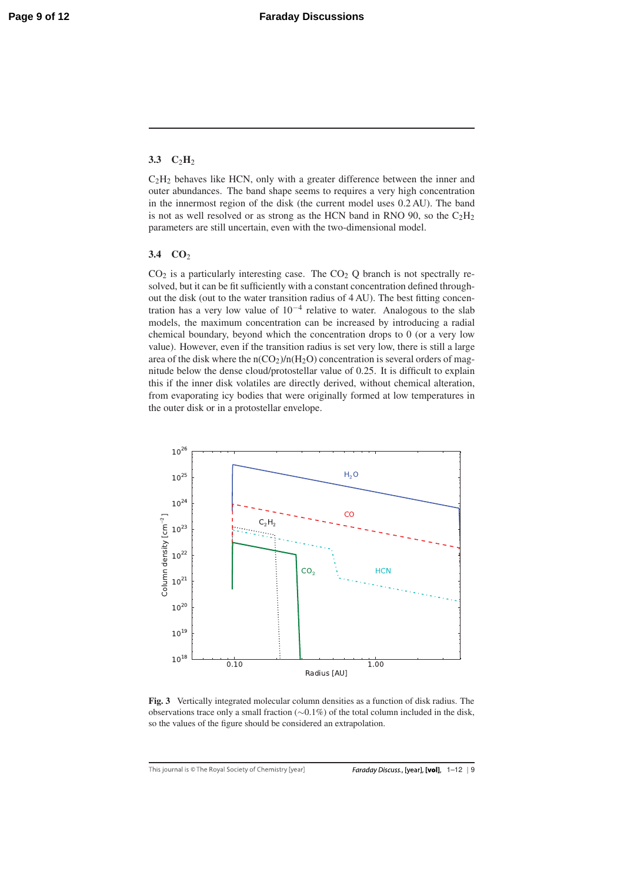### 3.3 $C_2H_2$

$C_2H_2$ behaves like HCN, only with a greater difference between the inner and outer abundances. The band shape seems to requires a very high concentration in the innermost region of the disk (the current model uses 0.2 AU). The band is not as well resolved or as strong as the HCN band in RNO 90, so the $C_2H_2$ parameters are still uncertain, even with the two-dimensional model.

### 3.4 $CO_2$

$CO_2$ is a particularly interesting case. The $CO_2$ Q branch is not spectrally resolved, but it can be fit sufficiently with a constant concentration defined throughout the disk (out to the water transition radius of 4 AU). The best fitting concentration has a very low value of $10^{-4}$ relative to water. Analogous to the slab models, the maximum concentration can be increased by introducing a radial chemical boundary, beyond which the concentration drops to 0 (or a very low value). However, even if the transition radius is set very low, there is still a large area of the disk where the $n(CO_2)/n(H_2O)$ concentration is several orders of magnitude below the dense cloud/protostellar value of 0.25. It is difficult to explain this if the inner disk volatiles are directly derived, without chemical alteration, from evaporating icy bodies that were originally formed at low temperatures in the outer disk or in a protostellar envelope.

**Fig. 3** Vertically integrated molecular column densities as a function of disk radius. The observations trace only a small fraction ($\sim$0.1%) of the total column included in the disk, so the values of the figure should be considered an extrapolation.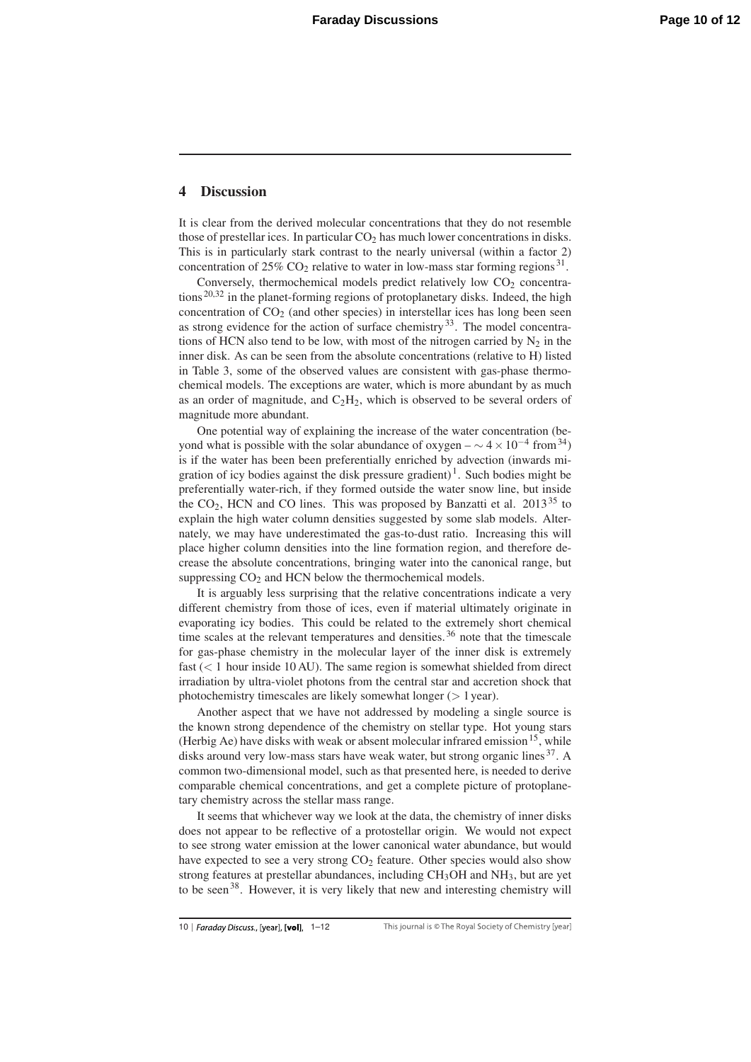## 4 Discussion

It is clear from the derived molecular concentrations that they do not resemble those of prestellar ices. In particular $CO_2$ has much lower concentrations in disks. This is in particularly stark contrast to the nearly universal (within a factor 2) concentration of 25% $CO_2$ relative to water in low-mass star forming regions[31].

Conversely, thermochemical models predict relatively low $CO_2$ concentrations[20,32] in the planet-forming regions of protoplanetary disks. Indeed, the high concentration of $CO_2$ (and other species) in interstellar ices has long been seen as strong evidence for the action of surface chemistry[33]. The model concentrations of HCN also tend to be low, with most of the nitrogen carried by $N_2$ in the inner disk. As can be seen from the absolute concentrations (relative to H) listed in Table 3, some of the observed values are consistent with gas-phase thermochemical models. The exceptions are water, which is more abundant by as much as an order of magnitude, and $C_2H_2$, which is observed to be several orders of magnitude more abundant.

One potential way of explaining the increase of the water concentration (beyond what is possible with the solar abundance of oxygen – $\sim 4\times10^{-4}$ from[34]) is if the water has been been preferentially enriched by advection (inwards migration of icy bodies against the disk pressure gradient)[1]. Such bodies might be preferentially water-rich, if they formed outside the water snow line, but inside the $CO_2$, HCN and CO lines. This was proposed by Banzatti et al. 2013[35] to explain the high water column densities suggested by some slab models. Alternately, we may have underestimated the gas-to-dust ratio. Increasing this will place higher column densities into the line formation region, and therefore decrease the absolute concentrations, bringing water into the canonical range, but suppressing $CO_2$ and HCN below the thermochemical models.

It is arguably less surprising that the relative concentrations indicate a very different chemistry from those of ices, even if material ultimately originate in evaporating icy bodies. This could be related to the extremely short chemical time scales at the relevant temperatures and densities.[36] note that the timescale for gas-phase chemistry in the molecular layer of the inner disk is extremely fast ($<1$ hour inside 10 AU). The same region is somewhat shielded from direct irradiation by ultra-violet photons from the central star and accretion shock that photochemistry timescales are likely somewhat longer ($>1$ year).

Another aspect that we have not addressed by modeling a single source is the known strong dependence of the chemistry on stellar type. Hot young stars (Herbig Ae) have disks with weak or absent molecular infrared emission[15], while disks around very low-mass stars have weak water, but strong organic lines[37]. A common two-dimensional model, such as that presented here, is needed to derive comparable chemical concentrations, and get a complete picture of protoplanetary chemistry across the stellar mass range.

It seems that whichever way we look at the data, the chemistry of inner disks does not appear to be reflective of a protostellar origin. We would not expect to see strong water emission at the lower canonical water abundance, but would have expected to see a very strong $CO_2$ feature. Other species would also show strong features at prestellar abundances, including $CH_3OH$ and $NH_3$, but are yet to be seen[38]. However, it is very likely that new and interesting chemistry will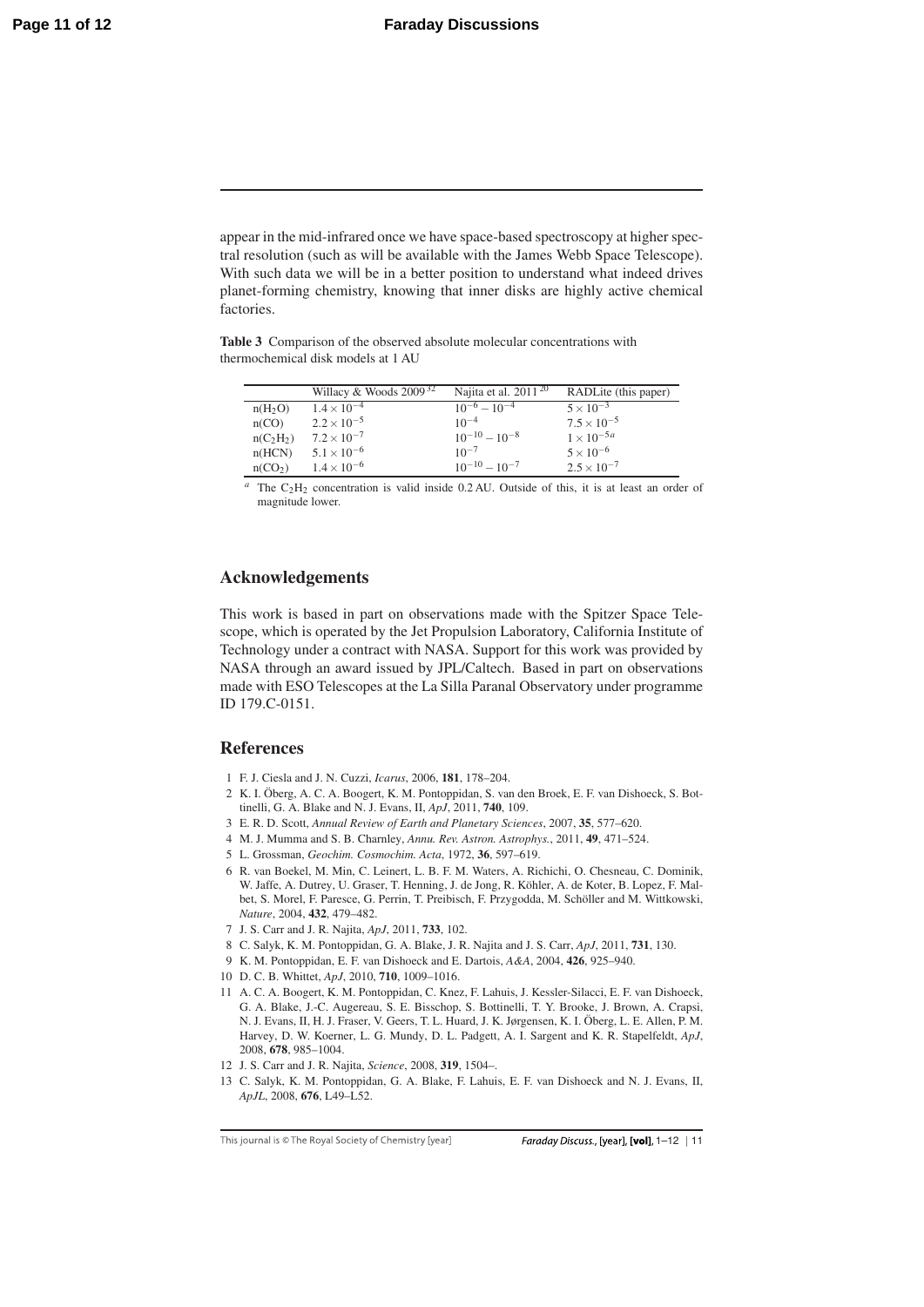appear in the mid-infrared once we have space-based spectroscopy at higher spectral resolution (such as will be available with the James Webb Space Telescope). With such data we will be in a better position to understand what indeed drives planet-forming chemistry, knowing that inner disks are highly active chemical factories.

**Table 3** Comparison of the observed absolute molecular concentrations with thermochemical disk models at 1 AU

| | Willacy & Woods 2009[32] | Najita et al. 2011[20] | RADLite (this paper) |
|---|---|---|---|
| $n(H_2O)$ | $1.4\times10^{-4}$ | $10^{-6}-10^{-4}$ | $5\times10^{-5}$ |
| $n(CO)$ | $2.2\times10^{-5}$ | $10^{-4}$ | $7.5\times10^{-5}$ |
| $n(C_2H_2)$ | $7.2\times10^{-7}$ | $10^{-10}-10^{-8}$ | $1\times10^{-5a}$ |
| $n(HCN)$ | $5.1\times10^{-6}$ | $10^{-7}$ | $5\times10^{-6}$ |
| $n(CO_2)$ | $1.4\times10^{-6}$ | $10^{-10}-10^{-7}$ | $2.5\times10^{-7}$ |

[a] The $C_2H_2$ concentration is valid inside 0.2 AU. Outside of this, it is at least an order of magnitude lower.

## Acknowledgements

This work is based in part on observations made with the Spitzer Space Telescope, which is operated by the Jet Propulsion Laboratory, California Institute of Technology under a contract with NASA. Support for this work was provided by NASA through an award issued by JPL/Caltech. Based in part on observations made with ESO Telescopes at the La Silla Paranal Observatory under programme ID 179.C-0151.

## References

1. F. J. Ciesla and J. N. Cuzzi, *Icarus*, 2006, **181**, 178–204.
2. K. I. Öberg, A. C. A. Boogert, K. M. Pontoppidan, S. van den Broek, E. F. van Dishoeck, S. Bottinelli, G. A. Blake and N. J. Evans, II, *ApJ*, 2011, **740**, 109.
3. E. R. D. Scott, *Annual Review of Earth and Planetary Sciences*, 2007, **35**, 577–620.
4. M. J. Mumma and S. B. Charnley, *Annu. Rev. Astron. Astrophys.*, 2011, **49**, 471–524.
5. L. Grossman, *Geochim. Cosmochim. Acta*, 1972, **36**, 597–619.
6. R. van Boekel, M. Min, C. Leinert, L. B. F. M. Waters, A. Richichi, O. Chesneau, C. Dominik, W. Jaffe, A. Dutrey, U. Graser, T. Henning, J. de Jong, R. Köhler, A. de Koter, B. Lopez, F. Malbet, S. Morel, F. Paresce, G. Perrin, T. Preibisch, F. Przygodda, M. Schöller and M. Wittkowski, *Nature*, 2004, **432**, 479–482.
7. J. S. Carr and J. R. Najita, *ApJ*, 2011, **733**, 102.
8. C. Salyk, K. M. Pontoppidan, G. A. Blake, J. R. Najita and J. S. Carr, *ApJ*, 2011, **731**, 130.
9. K. M. Pontoppidan, E. F. van Dishoeck and E. Dartois, *A&A*, 2004, **426**, 925–940.
10. D. C. B. Whittet, *ApJ*, 2010, **710**, 1009–1016.
11. A. C. A. Boogert, K. M. Pontoppidan, C. Knez, F. Lahuis, J. Kessler-Silacci, E. F. van Dishoeck, G. A. Blake, J.-C. Augereau, S. E. Bisschop, S. Bottinelli, T. Y. Brooke, J. Brown, A. Crapsi, N. J. Evans, II, H. J. Fraser, V. Geers, T. L. Huard, J. K. Jørgensen, K. I. Öberg, L. E. Allen, P. M. Harvey, D. W. Koerner, L. G. Mundy, D. L. Padgett, A. I. Sargent and K. R. Stapelfeldt, *ApJ*, 2008, **678**, 985–1004.
12. J. S. Carr and J. R. Najita, *Science*, 2008, **319**, 1504–.
13. C. Salyk, K. M. Pontoppidan, G. A. Blake, F. Lahuis, E. F. van Dishoeck and N. J. Evans, II, *ApJL*, 2008, **676**, L49–L52.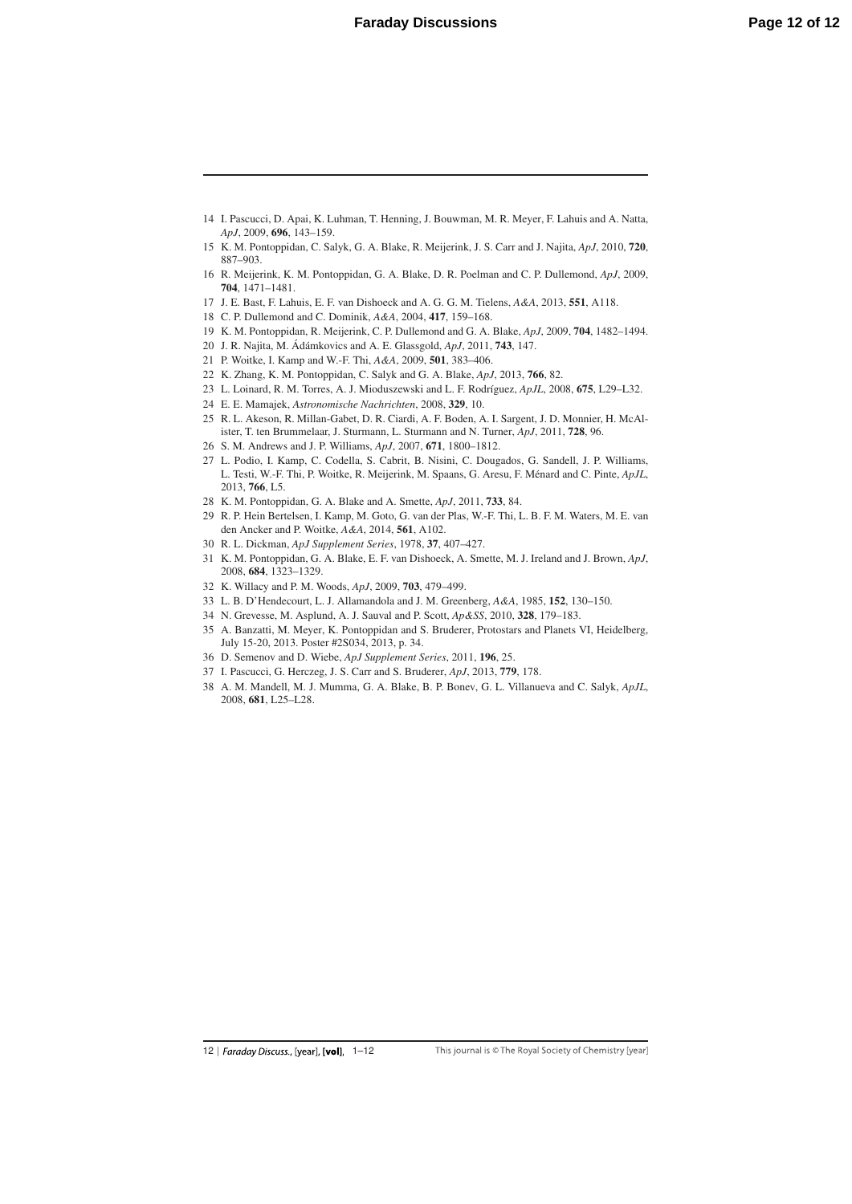14 I. Pascucci, D. Apai, K. Luhman, T. Henning, J. Bouwman, M. R. Meyer, F. Lahuis and A. Natta, *ApJ*, 2009, **696**, 143–159.

15 K. M. Pontoppidan, C. Salyk, G. A. Blake, R. Meijerink, J. S. Carr and J. Najita, *ApJ*, 2010, **720**, 887–903.

16 R. Meijerink, K. M. Pontoppidan, G. A. Blake, D. R. Poelman and C. P. Dullemond, *ApJ*, 2009, **704**, 1471–1481.

17 J. E. Bast, F. Lahuis, E. F. van Dishoeck and A. G. G. M. Tielens, *A&A*, 2013, **551**, A118.

18 C. P. Dullemond and C. Dominik, *A&A*, 2004, **417**, 159–168.

19 K. M. Pontoppidan, R. Meijerink, C. P. Dullemond and G. A. Blake, *ApJ*, 2009, **704**, 1482–1494.

20 J. R. Najita, M. Ádámkovics and A. E. Glassgold, *ApJ*, 2011, **743**, 147.

21 P. Woitke, I. Kamp and W.-F. Thi, *A&A*, 2009, **501**, 383–406.

22 K. Zhang, K. M. Pontoppidan, C. Salyk and G. A. Blake, *ApJ*, 2013, **766**, 82.

23 L. Loinard, R. M. Torres, A. J. Mioduszewski and L. F. Rodríguez, *ApJL*, 2008, **675**, L29–L32.

24 E. E. Mamajek, *Astronomische Nachrichten*, 2008, **329**, 10.

25 R. L. Akeson, R. Millan-Gabet, D. R. Ciardi, A. F. Boden, A. I. Sargent, J. D. Monnier, H. McAlister, T. ten Brummelaar, J. Sturmann, L. Sturmann and N. Turner, *ApJ*, 2011, **728**, 96.

26 S. M. Andrews and J. P. Williams, *ApJ*, 2007, **671**, 1800–1812.

27 L. Podio, I. Kamp, C. Codella, S. Cabrit, B. Nisini, C. Dougados, G. Sandell, J. P. Williams, L. Testi, W.-F. Thi, P. Woitke, R. Meijerink, M. Spaans, G. Aresu, F. Ménard and C. Pinte, *ApJL*, 2013, **766**, L5.

28 K. M. Pontoppidan, G. A. Blake and A. Smette, *ApJ*, 2011, **733**, 84.

29 R. P. Hein Bertelsen, I. Kamp, M. Goto, G. van der Plas, W.-F. Thi, L. B. F. M. Waters, M. E. van den Ancker and P. Woitke, *A&A*, 2014, **561**, A102.

30 R. L. Dickman, *ApJ Supplement Series*, 1978, **37**, 407–427.

31 K. M. Pontoppidan, G. A. Blake, E. F. van Dishoeck, A. Smette, M. J. Ireland and J. Brown, *ApJ*, 2008, **684**, 1323–1329.

32 K. Willacy and P. M. Woods, *ApJ*, 2009, **703**, 479–499.

33 L. B. D'Hendecourt, L. J. Allamandola and J. M. Greenberg, *A&A*, 1985, **152**, 130–150.

34 N. Grevesse, M. Asplund, A. J. Sauval and P. Scott, *Ap&SS*, 2010, **328**, 179–183.

35 A. Banzatti, M. Meyer, K. Pontoppidan and S. Bruderer, Protostars and Planets VI, Heidelberg, July 15-20, 2013. Poster #2S034, 2013, p. 34.

36 D. Semenov and D. Wiebe, *ApJ Supplement Series*, 2011, **196**, 25.

37 I. Pascucci, G. Herczeg, J. S. Carr and S. Bruderer, *ApJ*, 2013, **779**, 178.

38 A. M. Mandell, M. J. Mumma, G. A. Blake, B. P. Bonev, G. L. Villanueva and C. Salyk, *ApJL*, 2008, **681**, L25–L28.